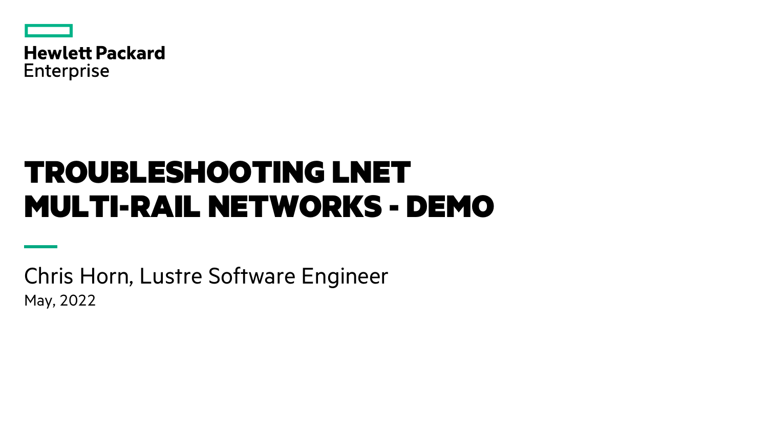Hewlett Packard Enterprise

# TROUBLESHOOTING LNET MULTI-RAIL NETWORKS - DEMO

Chris Horn, Lustre Software Engineer

May, 2022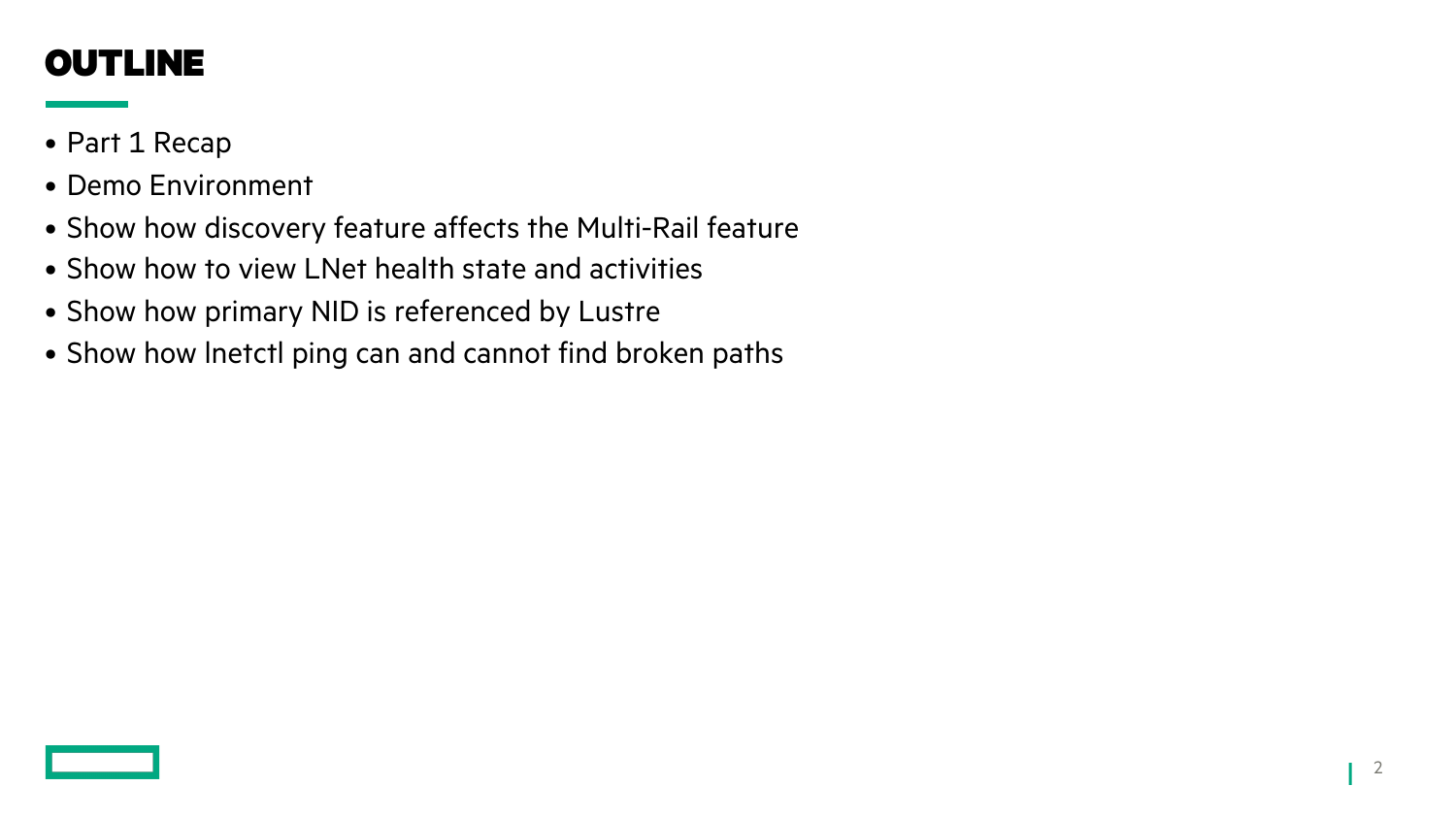# OUTLINE

- Part 1 Recap
- Demo Environment
- Show how discovery feature affects the Multi-Rail feature
- Show how to view LNet health state and activities
- Show how primary NID is referenced by Lustre
- Show how lnetctl ping can and cannot find broken paths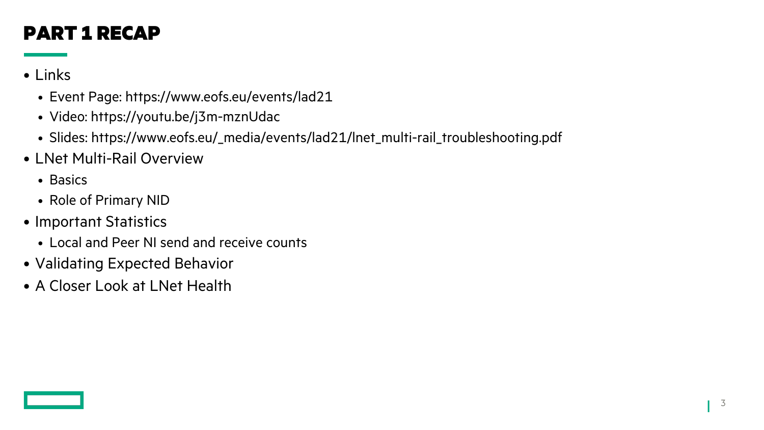# PART 1 RECAP

- Links
  - Event Page: https://www.eofs.eu/events/lad21
  - Video: https://youtu.be/j3m-mznUdac
  - Slides: https://www.eofs.eu/_media/events/lad21/lnet_multi-rail_troubleshooting.pdf
- LNet Multi-Rail Overview
  - Basics
  - Role of Primary NID
- Important Statistics
  - Local and Peer NI send and receive counts
- Validating Expected Behavior
- A Closer Look at LNet Health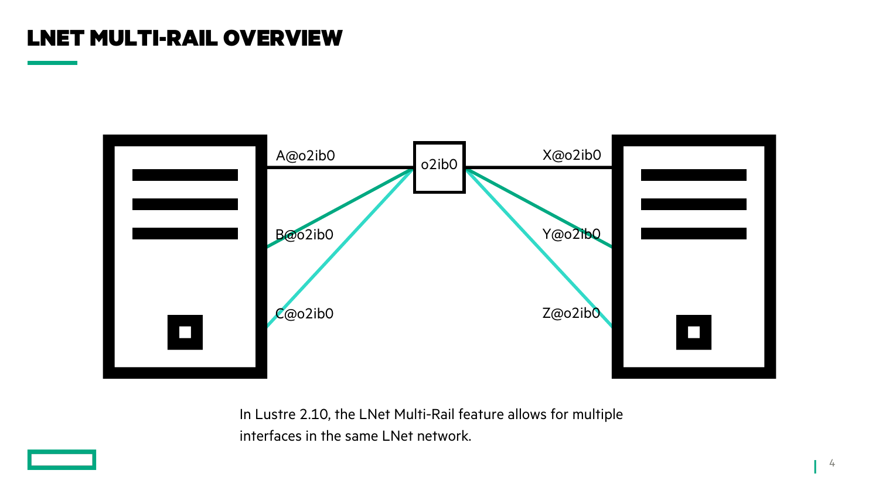# LNET MULTI-RAIL OVERVIEW

A@o2ib0

B@o2ib0

C@o2ib0

o2ib0

X@o2ib0

Y@o2ib0

Z@o2ib0

In Lustre 2.10, the LNet Multi-Rail feature allows for multiple interfaces in the same LNet network.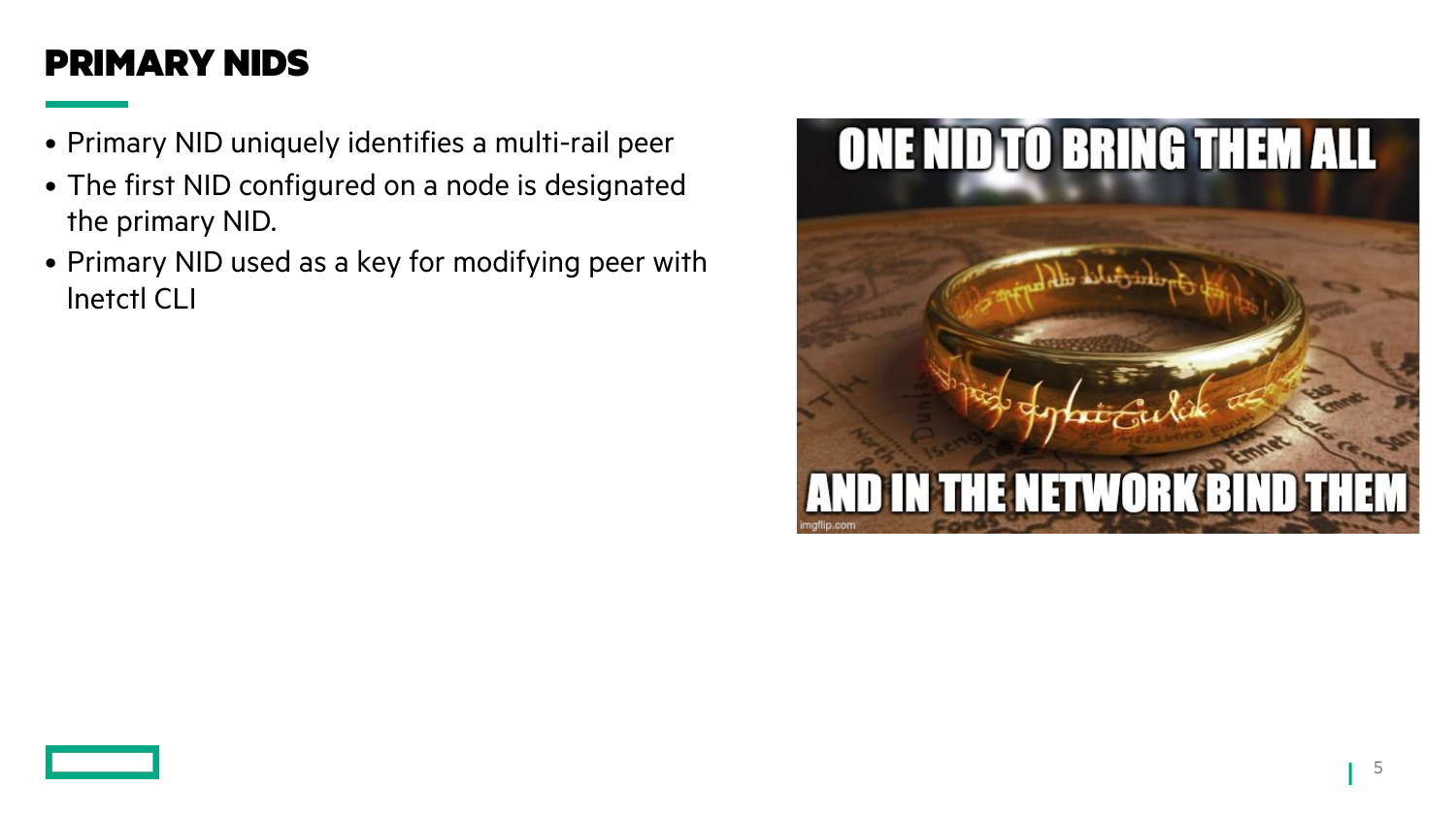# PRIMARY NIDS

- Primary NID uniquely identifies a multi-rail peer
- The first NID configured on a node is designated the primary NID.
- Primary NID used as a key for modifying peer with lnetctl CLI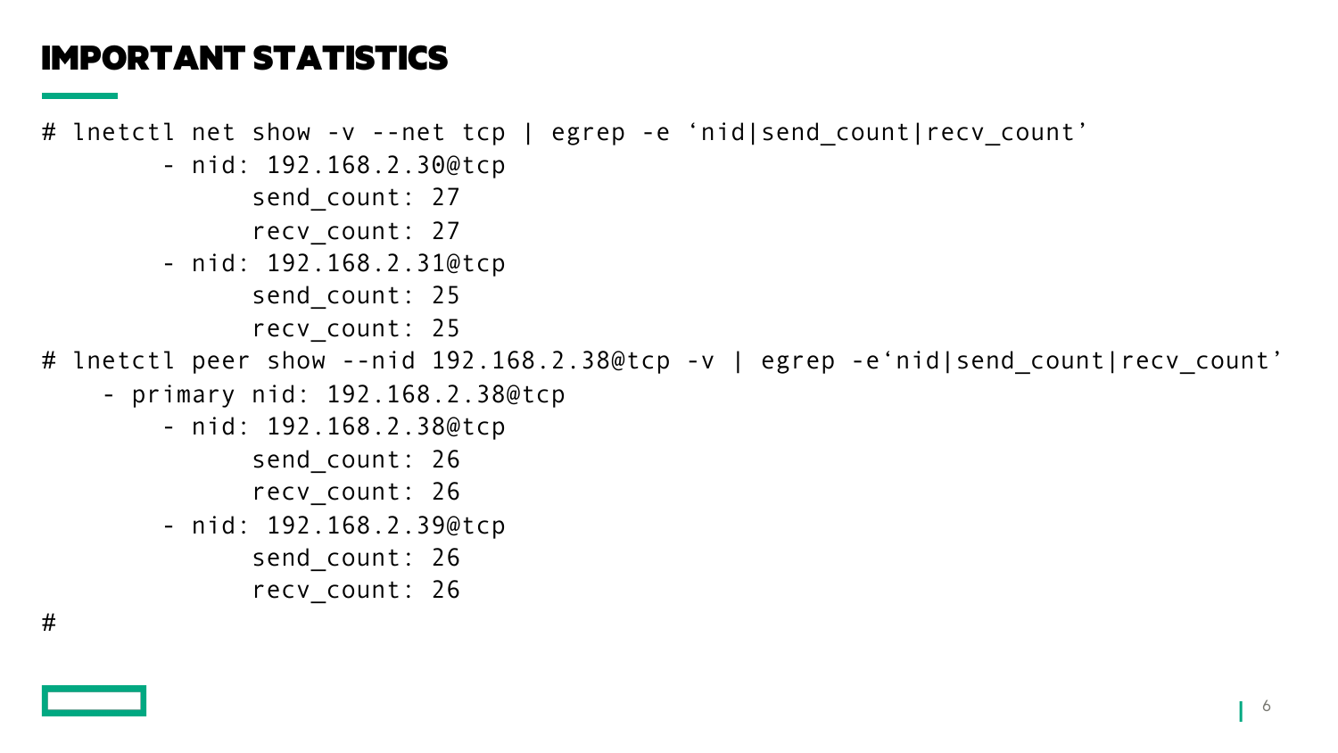# IMPORTANT STATISTICS

```
# lnetctl net show -v --net tcp | egrep -e ‘nid|send_count|recv_count’
        - nid: 192.168.2.30@tcp
              send_count: 27
              recv_count: 27
        - nid: 192.168.2.31@tcp
              send_count: 25
              recv_count: 25
# lnetctl peer show --nid 192.168.2.38@tcp -v | egrep -e‘nid|send_count|recv_count’
    - primary nid: 192.168.2.38@tcp
        - nid: 192.168.2.38@tcp
              send_count: 26
              recv_count: 26
        - nid: 192.168.2.39@tcp
              send_count: 26
              recv_count: 26
#
```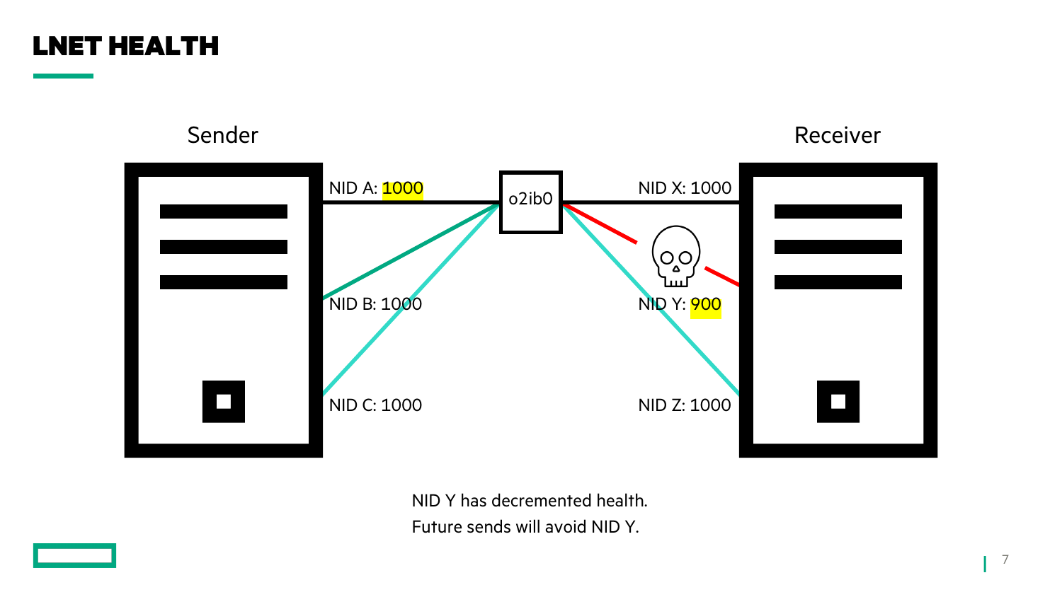# LNET HEALTH

Sender

Receiver

NID A: 1000

NID B: 1000

NID C: 1000

o2ib0

NID X: 1000

NID Y: 900

NID Z: 1000

NID Y has decremented health.
Future sends will avoid NID Y.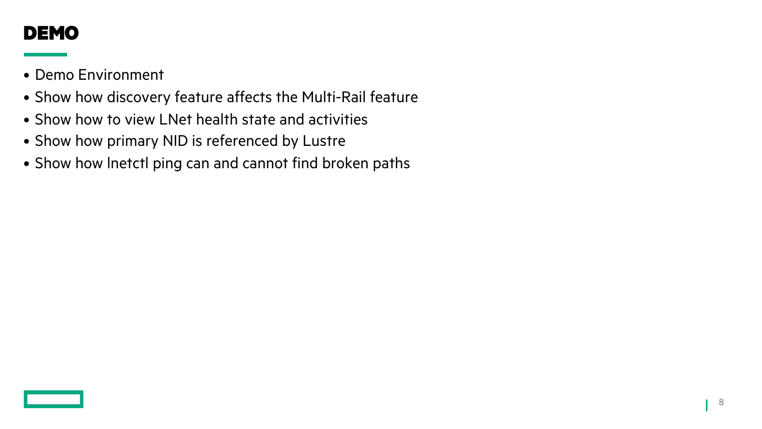# DEMO

- Demo Environment
- Show how discovery feature affects the Multi-Rail feature
- Show how to view LNet health state and activities
- Show how primary NID is referenced by Lustre
- Show how lnetctl ping can and cannot find broken paths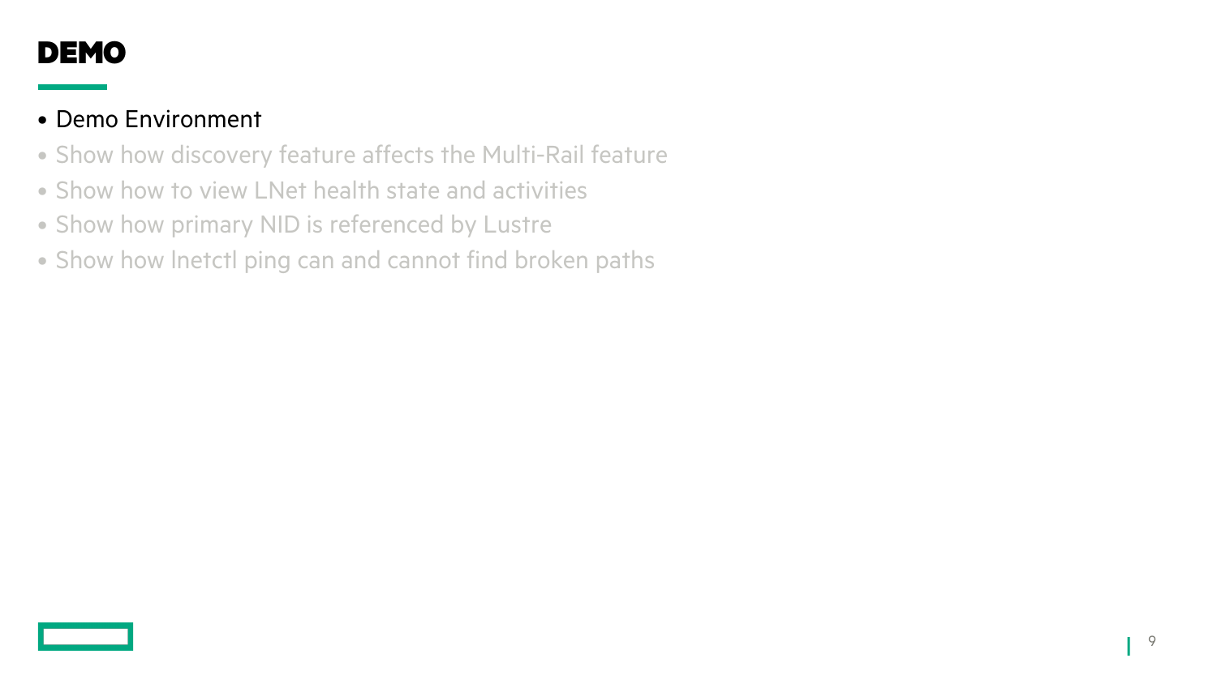# DEMO

- Demo Environment
- Show how discovery feature affects the Multi-Rail feature
- Show how to view LNet health state and activities
- Show how primary NID is referenced by Lustre
- Show how lnetctl ping can and cannot find broken paths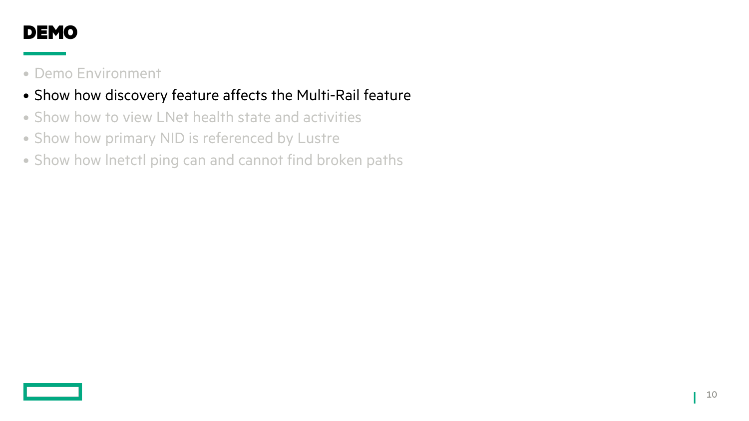# DEMO

- Demo Environment
- Show how discovery feature affects the Multi-Rail feature
- Show how to view LNet health state and activities
- Show how primary NID is referenced by Lustre
- Show how lnetctl ping can and cannot find broken paths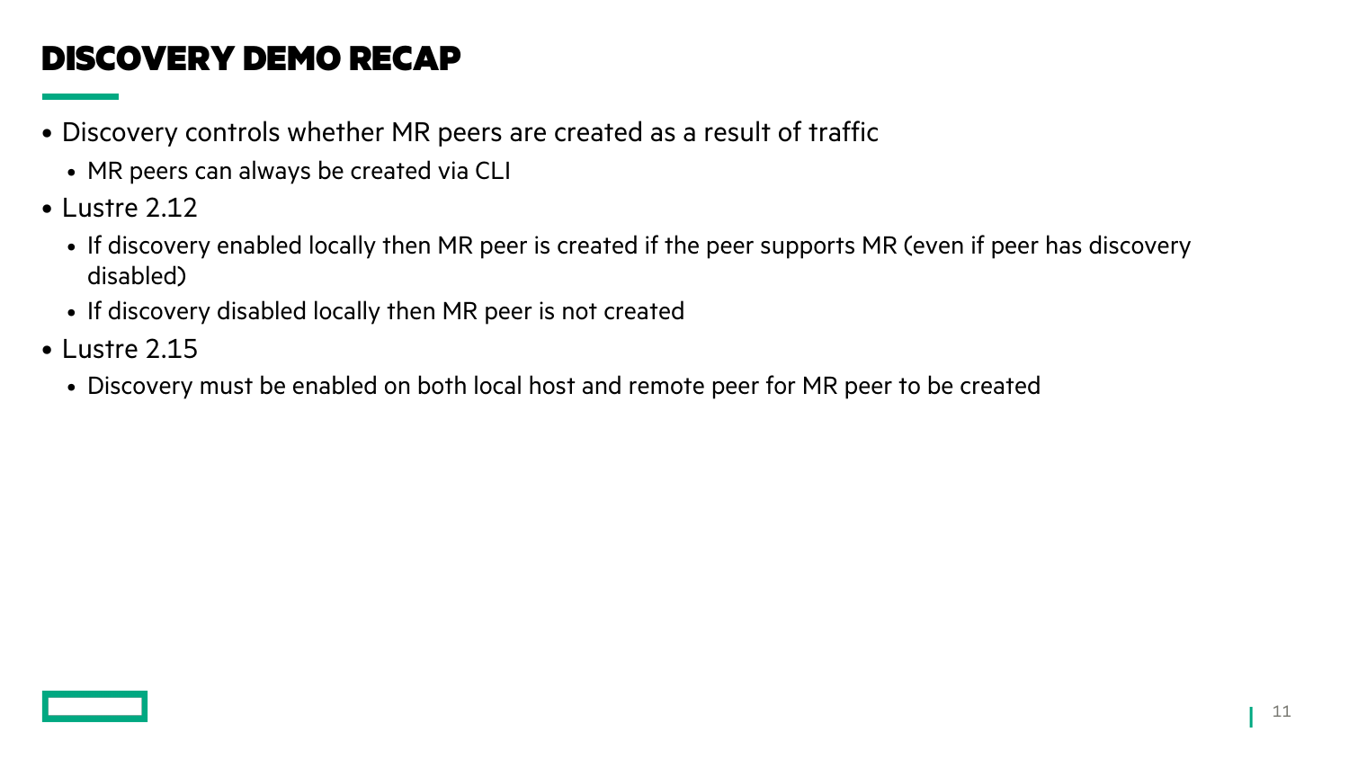# DISCOVERY DEMO RECAP

- Discovery controls whether MR peers are created as a result of traffic
  - MR peers can always be created via CLI
- Lustre 2.12
  - If discovery enabled locally then MR peer is created if the peer supports MR (even if peer has discovery disabled)
  - If discovery disabled locally then MR peer is not created
- Lustre 2.15
  - Discovery must be enabled on both local host and remote peer for MR peer to be created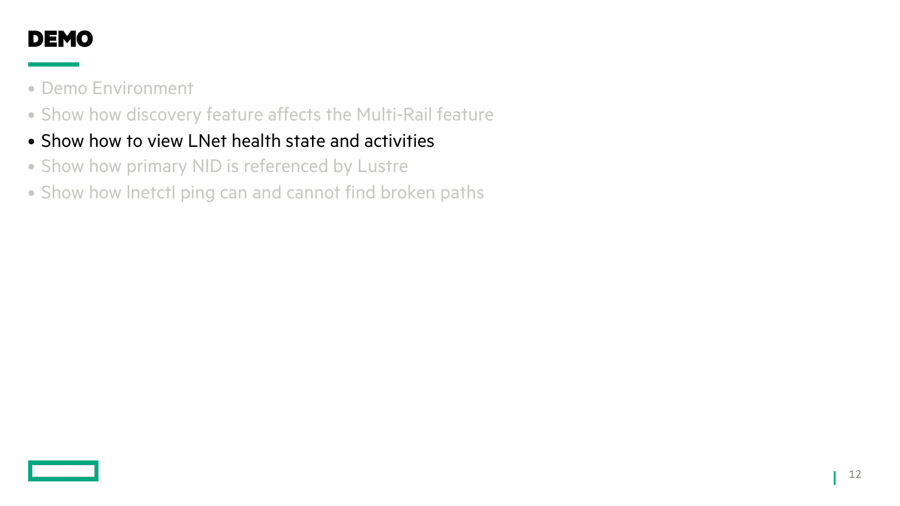# DEMO

- Demo Environment
- Show how discovery feature affects the Multi-Rail feature
- Show how to view LNet health state and activities
- Show how primary NID is referenced by Lustre
- Show how lnetctl ping can and cannot find broken paths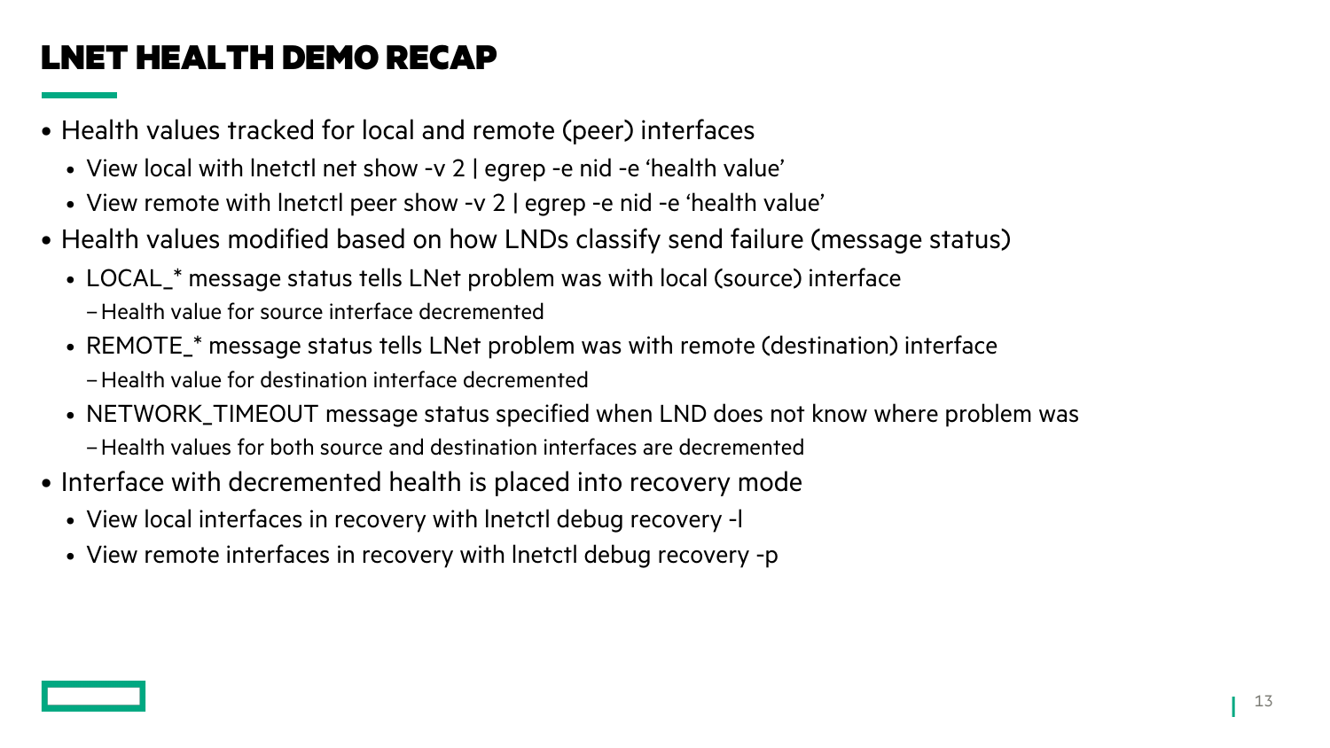# LNET HEALTH DEMO RECAP

- Health values tracked for local and remote (peer) interfaces
  - View local with lnetctl net show -v 2 | egrep -e nid -e 'health value'
  - View remote with lnetctl peer show -v 2 | egrep -e nid -e 'health value'
- Health values modified based on how LNDs classify send failure (message status)
  - LOCAL_* message status tells LNet problem was with local (source) interface
    - Health value for source interface decremented
  - REMOTE_* message status tells LNet problem was with remote (destination) interface
    - Health value for destination interface decremented
  - NETWORK_TIMEOUT message status specified when LND does not know where problem was
    - Health values for both source and destination interfaces are decremented
- Interface with decremented health is placed into recovery mode
  - View local interfaces in recovery with lnetctl debug recovery -l
  - View remote interfaces in recovery with lnetctl debug recovery -p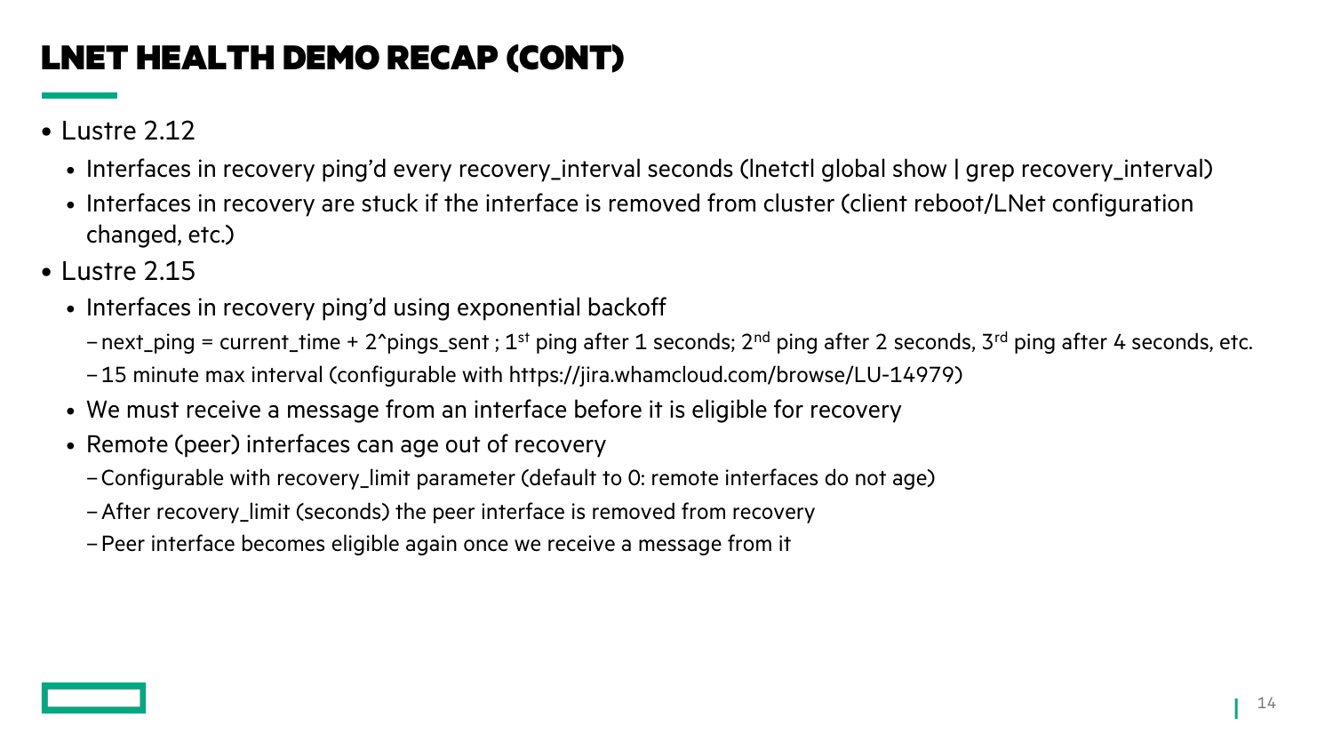# LNET HEALTH DEMO RECAP (CONT)

- Lustre 2.12
  - Interfaces in recovery ping'd every recovery_interval seconds (lnetctl global show | grep recovery_interval)
  - Interfaces in recovery are stuck if the interface is removed from cluster (client reboot/LNet configuration changed, etc.)
- Lustre 2.15
  - Interfaces in recovery ping'd using exponential backoff
    - next_ping = current_time + 2^pings_sent ; 1st ping after 1 seconds; 2nd ping after 2 seconds, 3rd ping after 4 seconds, etc.
    - 15 minute max interval (configurable with https://jira.whamcloud.com/browse/LU-14979)
  - We must receive a message from an interface before it is eligible for recovery
  - Remote (peer) interfaces can age out of recovery
    - Configurable with recovery_limit parameter (default to 0: remote interfaces do not age)
    - After recovery_limit (seconds) the peer interface is removed from recovery
    - Peer interface becomes eligible again once we receive a message from it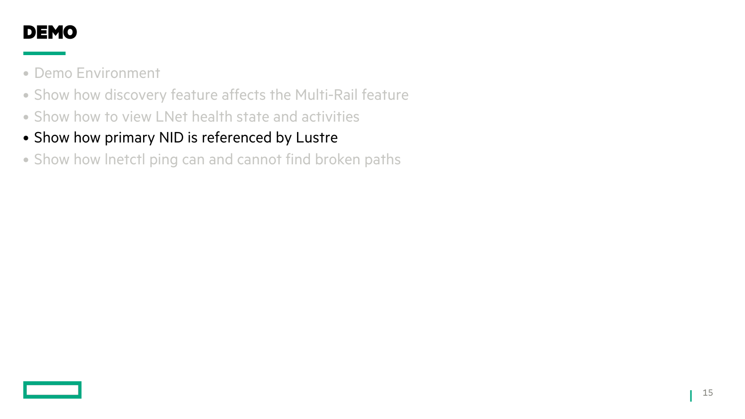# DEMO

- Demo Environment
- Show how discovery feature affects the Multi-Rail feature
- Show how to view LNet health state and activities
- Show how primary NID is referenced by Lustre
- Show how lnetctl ping can and cannot find broken paths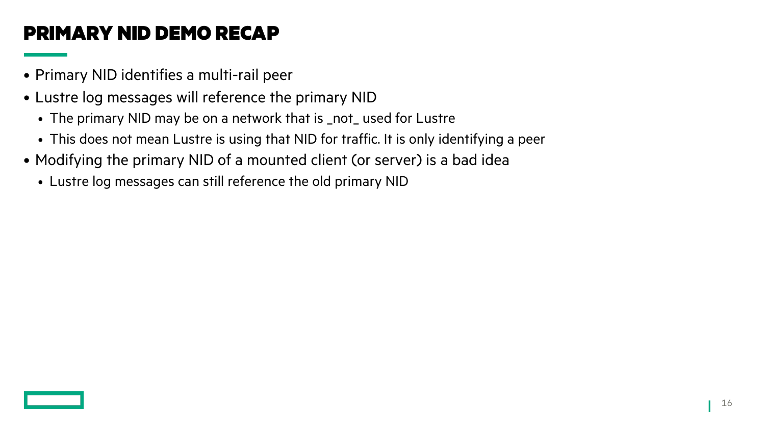# PRIMARY NID DEMO RECAP

- Primary NID identifies a multi-rail peer
- Lustre log messages will reference the primary NID
  - The primary NID may be on a network that is _not_ used for Lustre
  - This does not mean Lustre is using that NID for traffic. It is only identifying a peer
- Modifying the primary NID of a mounted client (or server) is a bad idea
  - Lustre log messages can still reference the old primary NID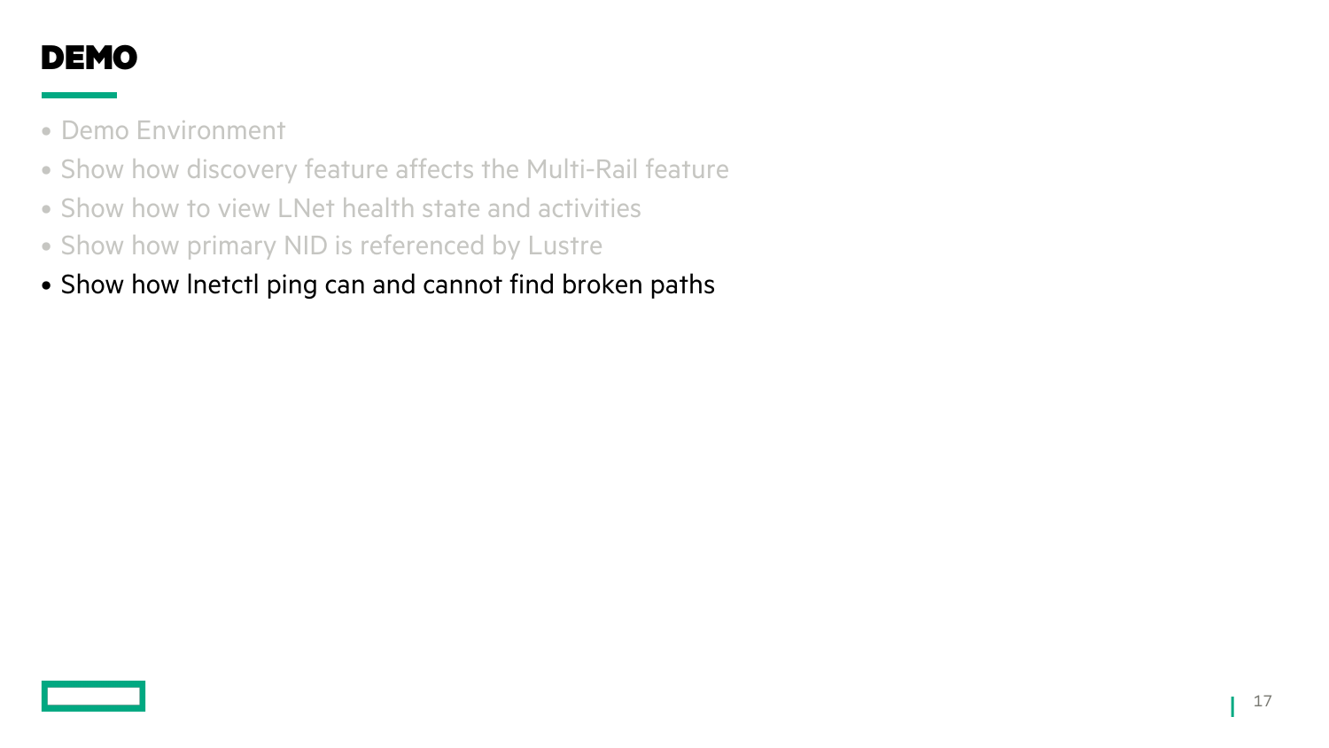# DEMO

- Demo Environment
- Show how discovery feature affects the Multi-Rail feature
- Show how to view LNet health state and activities
- Show how primary NID is referenced by Lustre
- Show how lnetctl ping can and cannot find broken paths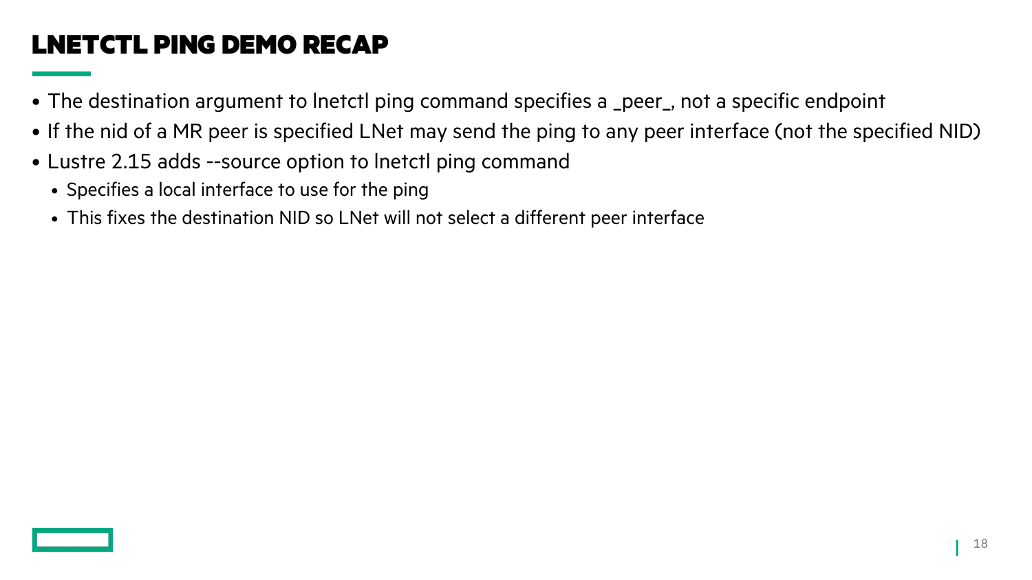# LNETCTL PING DEMO RECAP

- The destination argument to lnetctl ping command specifies a _peer_, not a specific endpoint
- If the nid of a MR peer is specified LNet may send the ping to any peer interface (not the specified NID)
- Lustre 2.15 adds --source option to lnetctl ping command
  - Specifies a local interface to use for the ping
  - This fixes the destination NID so LNet will not select a different peer interface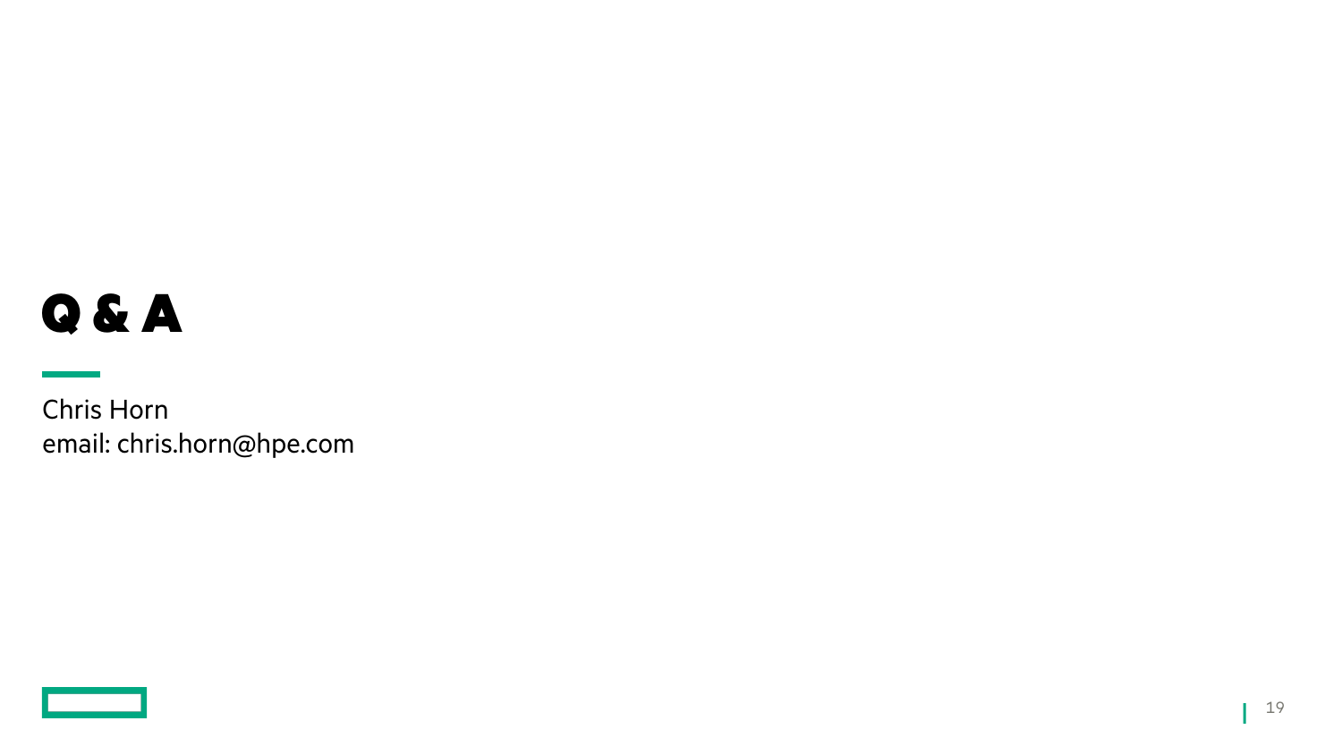# Q & A

Chris Horn
email: chris.horn@hpe.com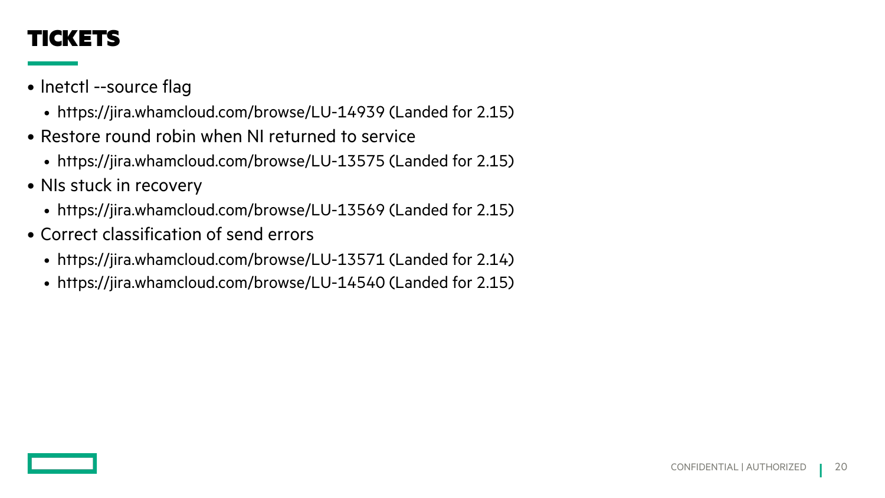# TICKETS

- lnetctl --source flag
  - https://jira.whamcloud.com/browse/LU-14939 (Landed for 2.15)
- Restore round robin when NI returned to service
  - https://jira.whamcloud.com/browse/LU-13575 (Landed for 2.15)
- NIs stuck in recovery
  - https://jira.whamcloud.com/browse/LU-13569 (Landed for 2.15)
- Correct classification of send errors
  - https://jira.whamcloud.com/browse/LU-13571 (Landed for 2.14)
  - https://jira.whamcloud.com/browse/LU-14540 (Landed for 2.15)

CONFIDENTIAL | AUTHORIZED